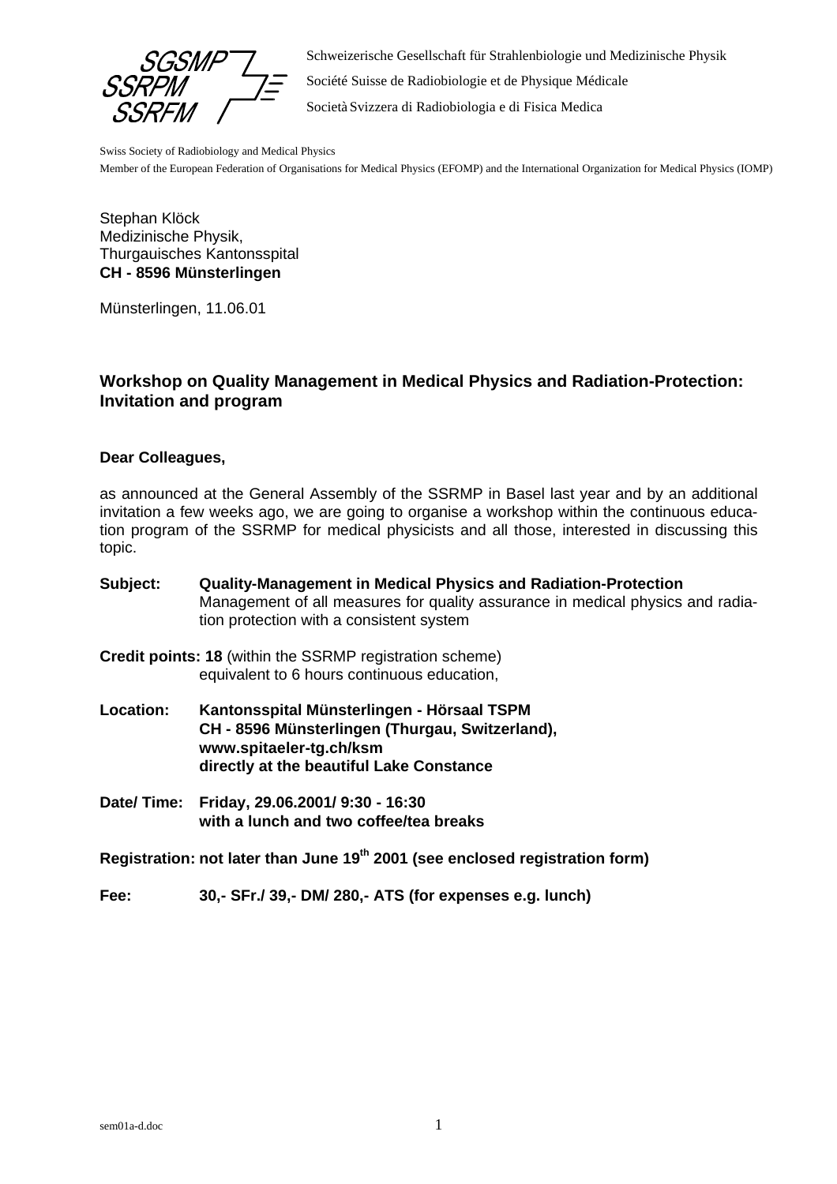SGSMP
SSRPM
SSRFM

Schweizerische Gesellschaft für Strahlenbiologie und Medizinische Physik
Société Suisse de Radiobiologie et de Physique Médicale
Società Svizzera di Radiobiologia e di Fisica Medica

Swiss Society of Radiobiology and Medical Physics
Member of the European Federation of Organisations for Medical Physics (EFOMP) and the International Organization for Medical Physics (IOMP)

Stephan Klöck
Medizinische Physik,
Thurgauisches Kantonsspital
**CH - 8596 Münsterlingen**

Münsterlingen, 11.06.01

## Workshop on Quality Management in Medical Physics and Radiation-Protection: Invitation and program

**Dear Colleagues,**

as announced at the General Assembly of the SSRMP in Basel last year and by an additional invitation a few weeks ago, we are going to organise a workshop within the continuous education program of the SSRMP for medical physicists and all those, interested in discussing this topic.

**Subject:** **Quality-Management in Medical Physics and Radiation-Protection**
Management of all measures for quality assurance in medical physics and radiation protection with a consistent system

**Credit points: 18** (within the SSRMP registration scheme)
equivalent to 6 hours continuous education,

**Location:** **Kantonsspital Münsterlingen - Hörsaal TSPM**
**CH - 8596 Münsterlingen (Thurgau, Switzerland),**
**www.spitaeler-tg.ch/ksm**
**directly at the beautiful Lake Constance**

**Date/ Time:** **Friday, 29.06.2001/ 9:30 - 16:30**
**with a lunch and two coffee/tea breaks**

**Registration: not later than June 19th 2001 (see enclosed registration form)**

**Fee:** **30,- SFr./ 39,- DM/ 280,- ATS (for expenses e.g. lunch)**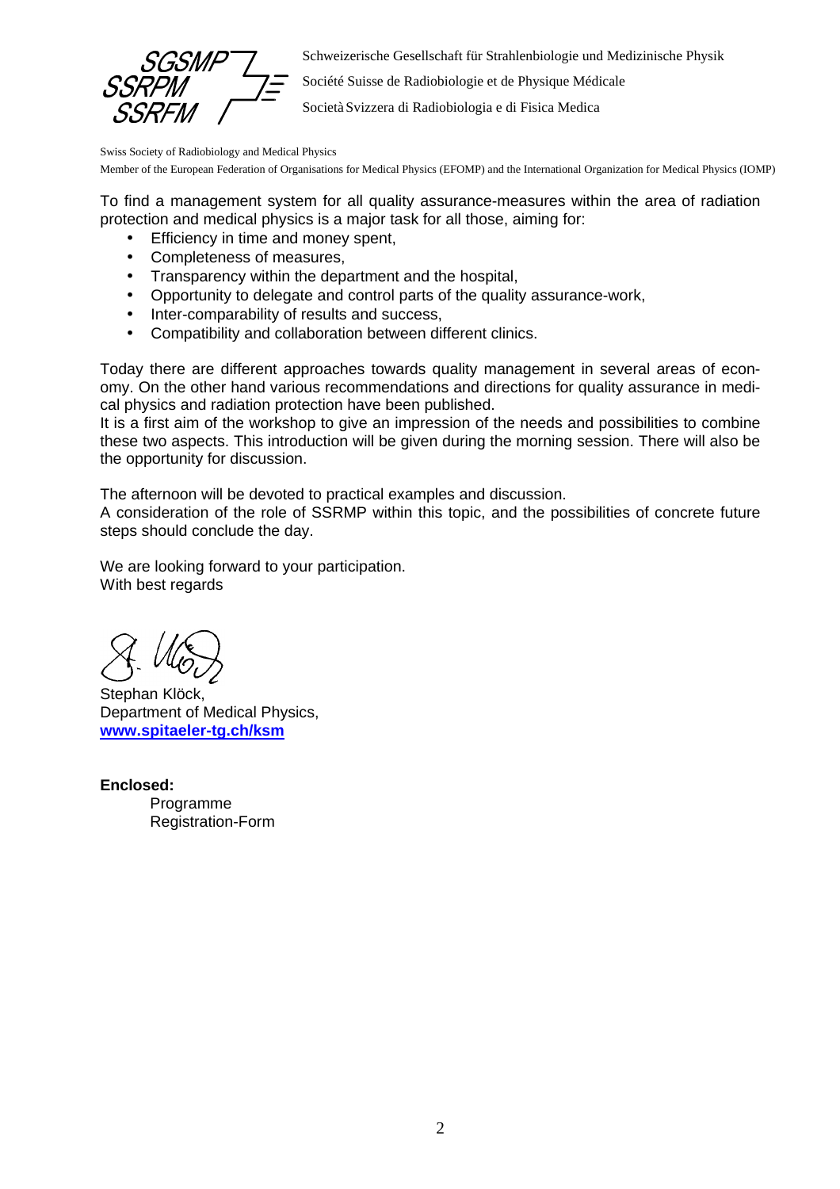SGSMP
SSRPM
SSRFM

Schweizerische Gesellschaft für Strahlenbiologie und Medizinische Physik

Société Suisse de Radiobiologie et de Physique Médicale

Società Svizzera di Radiobiologia e di Fisica Medica

Swiss Society of Radiobiology and Medical Physics

Member of the European Federation of Organisations for Medical Physics (EFOMP) and the International Organization for Medical Physics (IOMP)

To find a management system for all quality assurance-measures within the area of radiation protection and medical physics is a major task for all those, aiming for:

- Efficiency in time and money spent,
- Completeness of measures,
- Transparency within the department and the hospital,
- Opportunity to delegate and control parts of the quality assurance-work,
- Inter-comparability of results and success,
- Compatibility and collaboration between different clinics.

Today there are different approaches towards quality management in several areas of economy. On the other hand various recommendations and directions for quality assurance in medical physics and radiation protection have been published.
It is a first aim of the workshop to give an impression of the needs and possibilities to combine these two aspects. This introduction will be given during the morning session. There will also be the opportunity for discussion.

The afternoon will be devoted to practical examples and discussion.
A consideration of the role of SSRMP within this topic, and the possibilities of concrete future steps should conclude the day.

We are looking forward to your participation.
With best regards

Stephan Klöck,
Department of Medical Physics,
**www.spitaeler-tg.ch/ksm**

**Enclosed:**
Programme
Registration-Form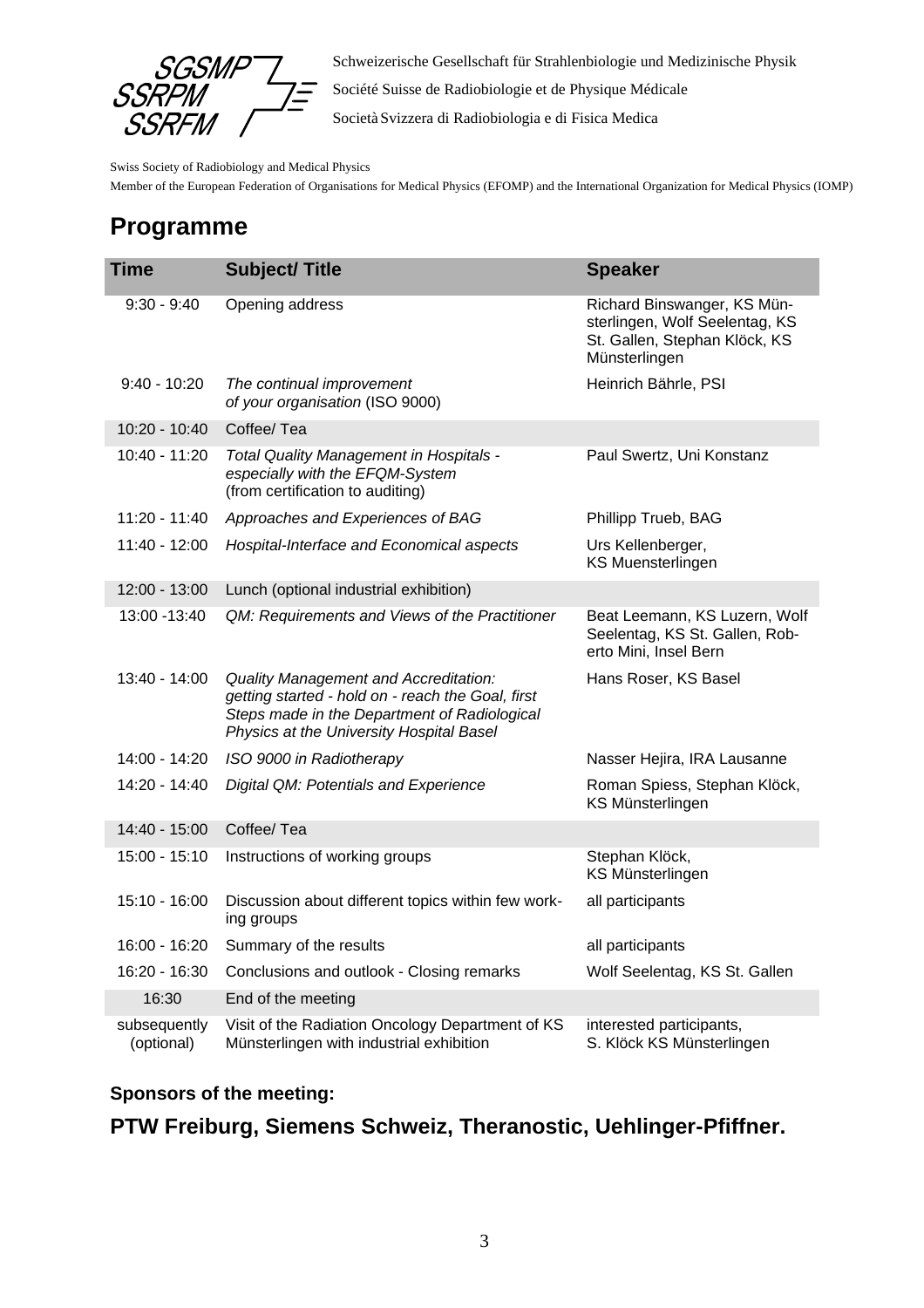Schweizerische Gesellschaft für Strahlenbiologie und Medizinische Physik

Société Suisse de Radiobiologie et de Physique Médicale

Società Svizzera di Radiobiologia e di Fisica Medica

Swiss Society of Radiobiology and Medical Physics

Member of the European Federation of Organisations for Medical Physics (EFOMP) and the International Organization for Medical Physics (IOMP)

## Programme

| Time | Subject/ Title | Speaker |
|---|---|---|
| 9:30 - 9:40 | Opening address | Richard Binswanger, KS Münsterlingen, Wolf Seelentag, KS St. Gallen, Stephan Klöck, KS Münsterlingen |
| 9:40 - 10:20 | *The continual improvement of your organisation* (ISO 9000) | Heinrich Bährle, PSI |
| 10:20 - 10:40 | Coffee/ Tea | |
| 10:40 - 11:20 | *Total Quality Management in Hospitals - especially with the EFQM-System* (from certification to auditing) | Paul Swertz, Uni Konstanz |
| 11:20 - 11:40 | *Approaches and Experiences of BAG* | Phillipp Trueb, BAG |
| 11:40 - 12:00 | *Hospital-Interface and Economical aspects* | Urs Kellenberger, KS Muensterlingen |
| 12:00 - 13:00 | Lunch (optional industrial exhibition) | |
| 13:00 -13:40 | *QM: Requirements and Views of the Practitioner* | Beat Leemann, KS Luzern, Wolf Seelentag, KS St. Gallen, Roberto Mini, Insel Bern |
| 13:40 - 14:00 | *Quality Management and Accreditation: getting started - hold on - reach the Goal, first Steps made in the Department of Radiological Physics at the University Hospital Basel* | Hans Roser, KS Basel |
| 14:00 - 14:20 | *ISO 9000 in Radiotherapy* | Nasser Hejira, IRA Lausanne |
| 14:20 - 14:40 | *Digital QM: Potentials and Experience* | Roman Spiess, Stephan Klöck, KS Münsterlingen |
| 14:40 - 15:00 | Coffee/ Tea | |
| 15:00 - 15:10 | Instructions of working groups | Stephan Klöck, KS Münsterlingen |
| 15:10 - 16:00 | Discussion about different topics within few working groups | all participants |
| 16:00 - 16:20 | Summary of the results | all participants |
| 16:20 - 16:30 | Conclusions and outlook - Closing remarks | Wolf Seelentag, KS St. Gallen |
| 16:30 | End of the meeting | |
| subsequently (optional) | Visit of the Radiation Oncology Department of KS Münsterlingen with industrial exhibition | interested participants, S. Klöck KS Münsterlingen |

**Sponsors of the meeting:**

**PTW Freiburg, Siemens Schweiz, Theranostic, Uehlinger-Pfiffner.**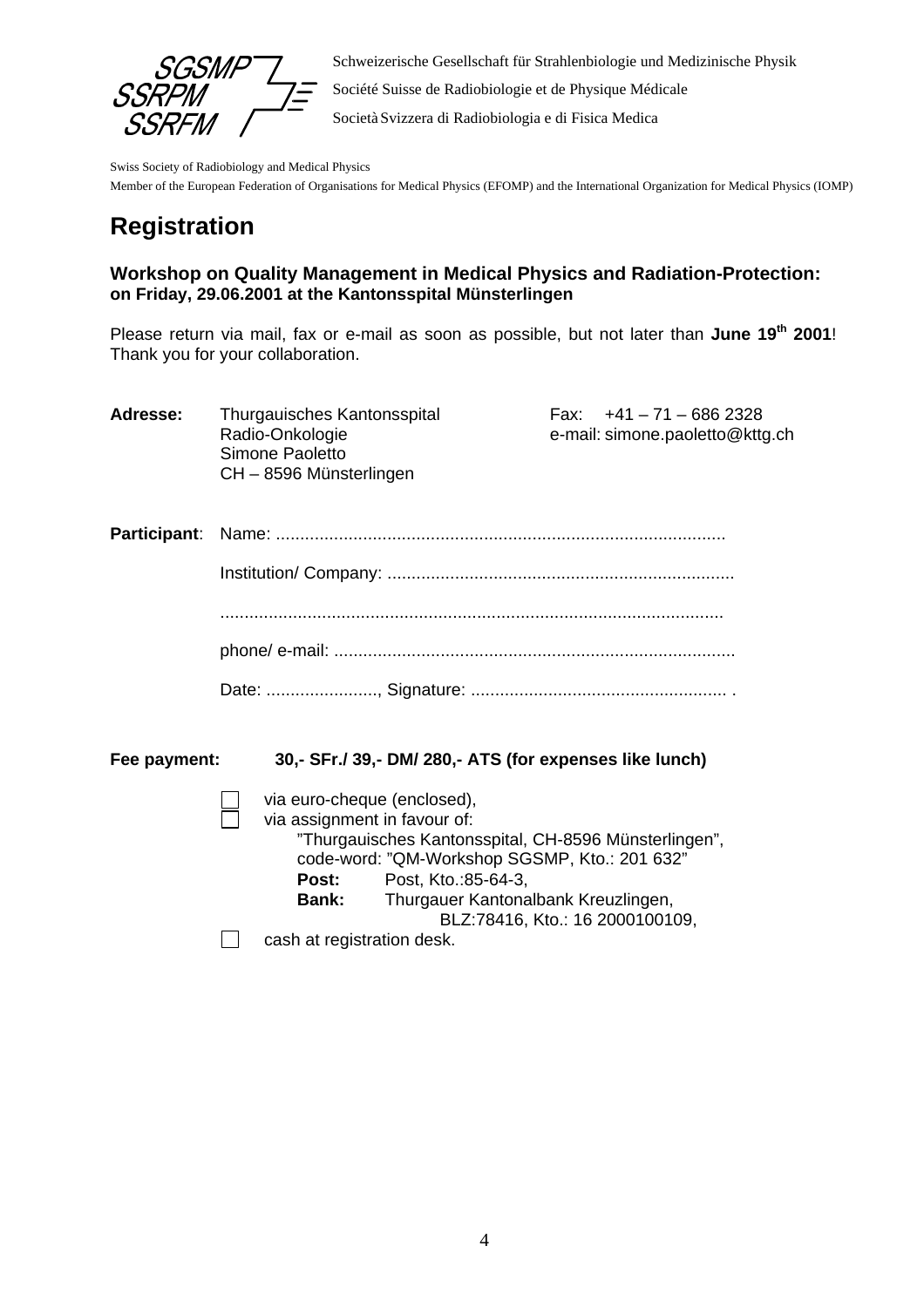SGSMP SSRPM SSRFM

Schweizerische Gesellschaft für Strahlenbiologie und Medizinische Physik
Société Suisse de Radiobiologie et de Physique Médicale
Società Svizzera di Radiobiologia e di Fisica Medica

Swiss Society of Radiobiology and Medical Physics
Member of the European Federation of Organisations for Medical Physics (EFOMP) and the International Organization for Medical Physics (IOMP)

# Registration

**Workshop on Quality Management in Medical Physics and Radiation-Protection: on Friday, 29.06.2001 at the Kantonsspital Münsterlingen**

Please return via mail, fax or e-mail as soon as possible, but not later than **June 19th 2001**! Thank you for your collaboration.

**Adresse:** Thurgauisches Kantonsspital
Radio-Onkologie
Simone Paoletto
CH – 8596 Münsterlingen

Fax: +41 – 71 – 686 2328
e-mail: simone.paoletto@kttg.ch

**Participant**: Name: ............................................................................................

Institution/ Company: ........................................................................

.......................................................................................................

phone/ e-mail: ...................................................................................

Date: ......................., Signature: ..................................................... .

**Fee payment:** **30,- SFr./ 39,- DM/ 280,- ATS (for expenses like lunch)**

- ☐ via euro-cheque (enclosed),
- ☐ via assignment in favour of:
  "Thurgauisches Kantonsspital, CH-8596 Münsterlingen",
  code-word: "QM-Workshop SGSMP, Kto.: 201 632"
  **Post:** Post, Kto.:85-64-3,
  **Bank:** Thurgauer Kantonalbank Kreuzlingen,
  BLZ:78416, Kto.: 16 2000100109,
- ☐ cash at registration desk.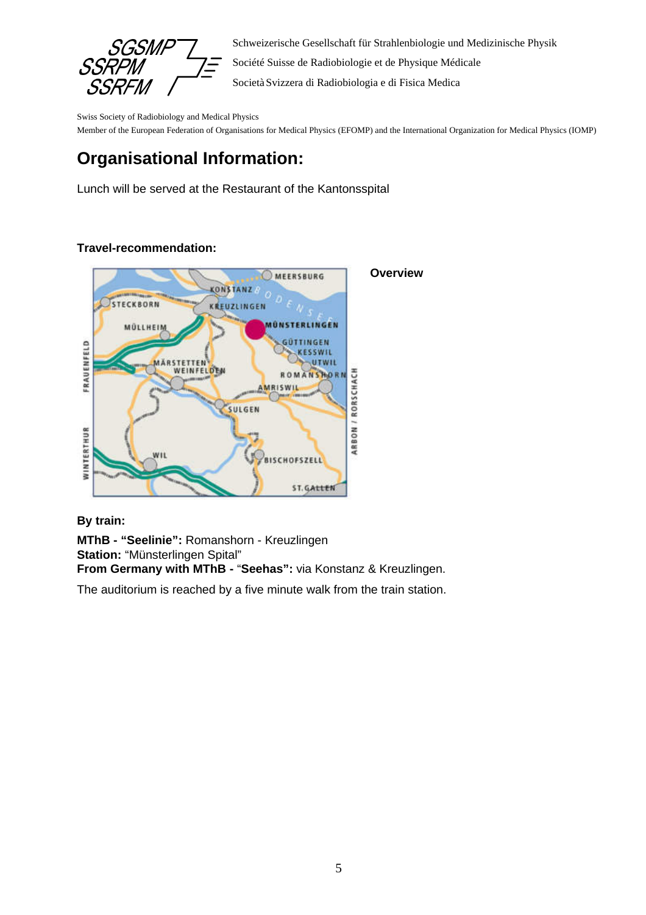Schweizerische Gesellschaft für Strahlenbiologie und Medizinische Physik
Société Suisse de Radiobiologie et de Physique Médicale
Società Svizzera di Radiobiologia e di Fisica Medica

Swiss Society of Radiobiology and Medical Physics
Member of the European Federation of Organisations for Medical Physics (EFOMP) and the International Organization for Medical Physics (IOMP)

# Organisational Information:

Lunch will be served at the Restaurant of the Kantonsspital

### Travel-recommendation:

**Overview**

MEERSBURG
KONSTANZ
BODENSEE
STECKBORN
KREUZLINGEN
MÜLLHEIM
MÜNSTERLINGEN
GÜTTINGEN
KESSWIL
UTWIL
FRAUENFELD
MÄRSTETTEN
WEINFELDEN
ROMANSHORN
AMRISWIL
SULGEN
ARBON / RORSCHACH
WINTERTHUR
WIL
BISCHOFSZELL
ST. GALLEN

**By train:**

**MThB - "Seelinie":** Romanshorn - Kreuzlingen
**Station:** "Münsterlingen Spital"
**From Germany with MThB - "Seehas":** via Konstanz & Kreuzlingen.

The auditorium is reached by a five minute walk from the train station.